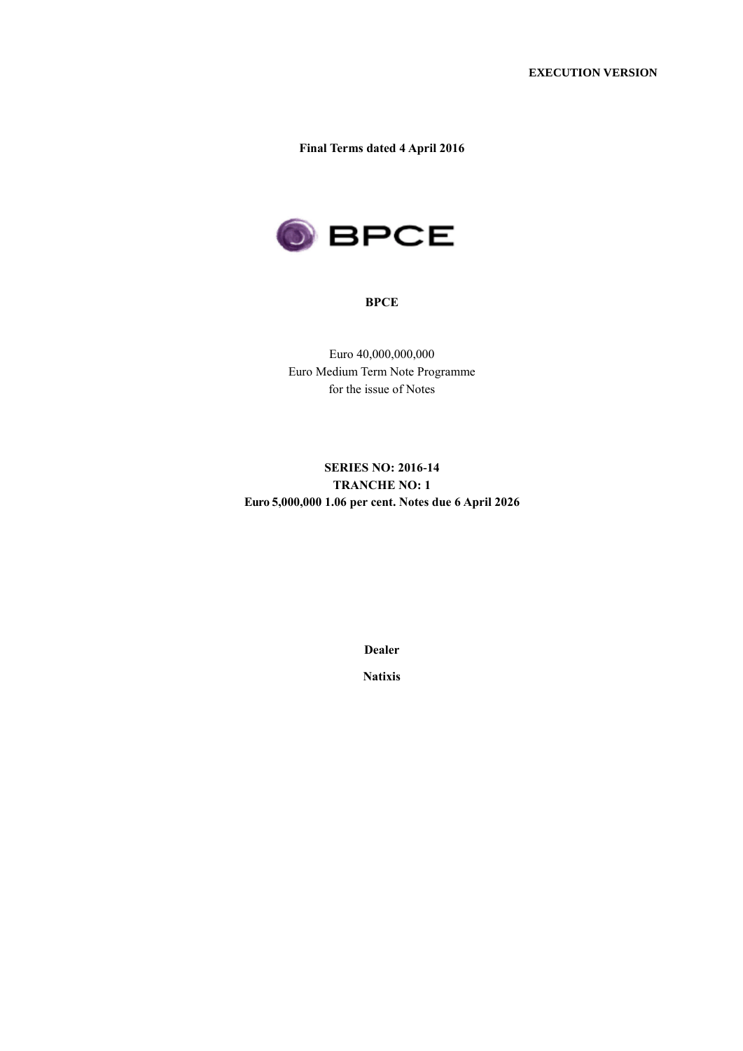**EXECUTION VERSION**

**Final Terms dated 4 April 2016**

**BPCE**

Euro 40,000,000,000
Euro Medium Term Note Programme
for the issue of Notes

**SERIES NO: 2016-14**
**TRANCHE NO: 1**
**Euro 5,000,000 1.06 per cent. Notes due 6 April 2026**

**Dealer**

**Natixis**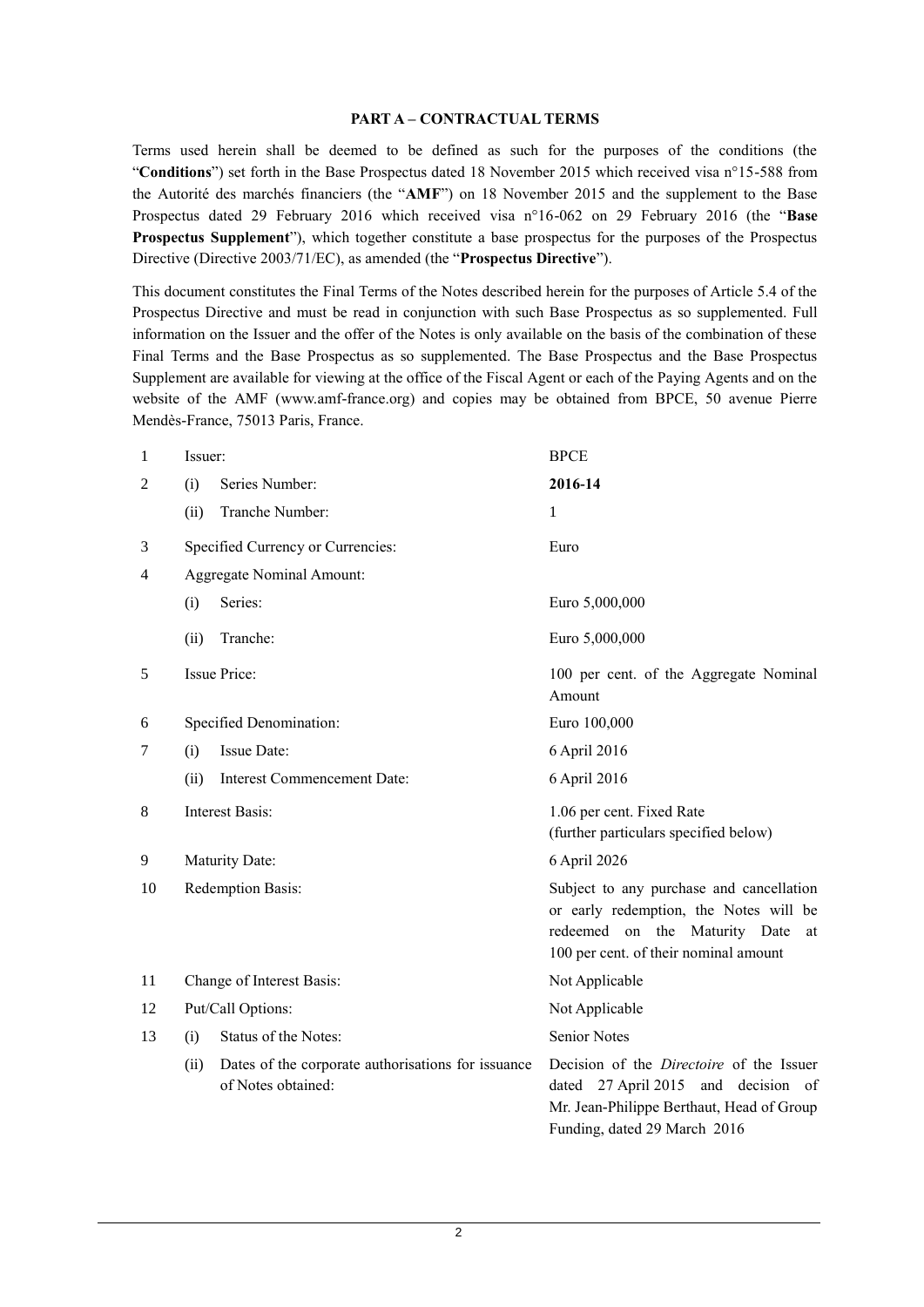## PART A – CONTRACTUAL TERMS

Terms used herein shall be deemed to be defined as such for the purposes of the conditions (the "**Conditions**") set forth in the Base Prospectus dated 18 November 2015 which received visa n°15-588 from the Autorité des marchés financiers (the "**AMF**") on 18 November 2015 and the supplement to the Base Prospectus dated 29 February 2016 which received visa n°16-062 on 29 February 2016 (the "**Base Prospectus Supplement**"), which together constitute a base prospectus for the purposes of the Prospectus Directive (Directive 2003/71/EC), as amended (the "**Prospectus Directive**").

This document constitutes the Final Terms of the Notes described herein for the purposes of Article 5.4 of the Prospectus Directive and must be read in conjunction with such Base Prospectus as so supplemented. Full information on the Issuer and the offer of the Notes is only available on the basis of the combination of these Final Terms and the Base Prospectus as so supplemented. The Base Prospectus and the Base Prospectus Supplement are available for viewing at the office of the Fiscal Agent or each of the Paying Agents and on the website of the AMF (www.amf-france.org) and copies may be obtained from BPCE, 50 avenue Pierre Mendès-France, 75013 Paris, France.

| | | | |
|---|---|---|---|
| 1 | Issuer: | | BPCE |
| 2 | (i) | Series Number: | **2016-14** |
| | (ii) | Tranche Number: | 1 |
| 3 | Specified Currency or Currencies: | | Euro |
| 4 | Aggregate Nominal Amount: | | |
| | (i) | Series: | Euro 5,000,000 |
| | (ii) | Tranche: | Euro 5,000,000 |
| 5 | Issue Price: | | 100 per cent. of the Aggregate Nominal Amount |
| 6 | Specified Denomination: | | Euro 100,000 |
| 7 | (i) | Issue Date: | 6 April 2016 |
| | (ii) | Interest Commencement Date: | 6 April 2016 |
| 8 | Interest Basis: | | 1.06 per cent. Fixed Rate (further particulars specified below) |
| 9 | Maturity Date: | | 6 April 2026 |
| 10 | Redemption Basis: | | Subject to any purchase and cancellation or early redemption, the Notes will be redeemed on the Maturity Date at 100 per cent. of their nominal amount |
| 11 | Change of Interest Basis: | | Not Applicable |
| 12 | Put/Call Options: | | Not Applicable |
| 13 | (i) | Status of the Notes: | Senior Notes |
| | (ii) | Dates of the corporate authorisations for issuance of Notes obtained: | Decision of the *Directoire* of the Issuer dated 27 April 2015 and decision of Mr. Jean-Philippe Berthaut, Head of Group Funding, dated 29 March 2016 |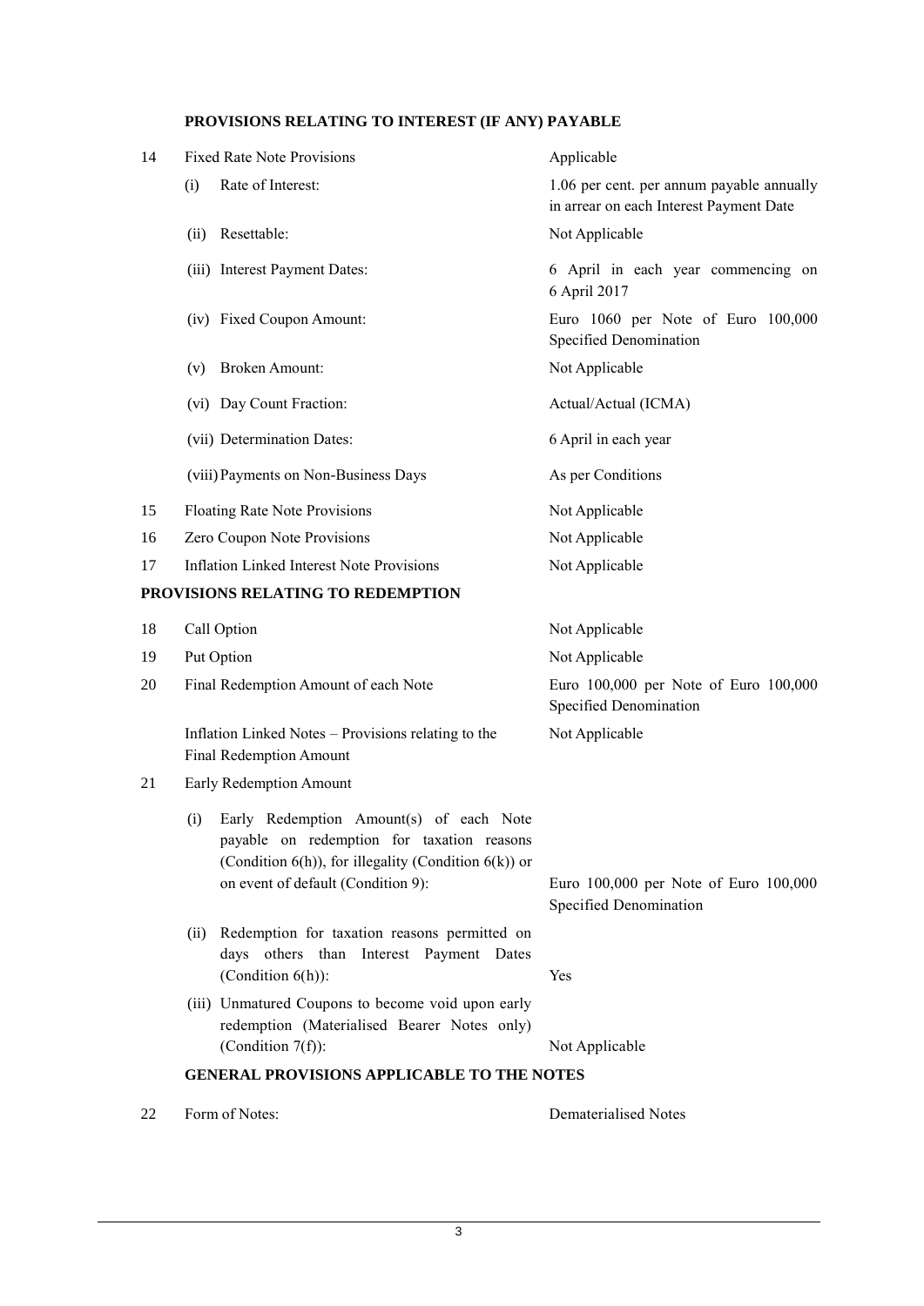## PROVISIONS RELATING TO INTEREST (IF ANY) PAYABLE

| | | |
|---|---|---|
| 14 | Fixed Rate Note Provisions | Applicable |
| | (i) Rate of Interest: | 1.06 per cent. per annum payable annually in arrear on each Interest Payment Date |
| | (ii) Resettable: | Not Applicable |
| | (iii) Interest Payment Dates: | 6 April in each year commencing on 6 April 2017 |
| | (iv) Fixed Coupon Amount: | Euro 1060 per Note of Euro 100,000 Specified Denomination |
| | (v) Broken Amount: | Not Applicable |
| | (vi) Day Count Fraction: | Actual/Actual (ICMA) |
| | (vii) Determination Dates: | 6 April in each year |
| | (viii) Payments on Non-Business Days | As per Conditions |
| 15 | Floating Rate Note Provisions | Not Applicable |
| 16 | Zero Coupon Note Provisions | Not Applicable |
| 17 | Inflation Linked Interest Note Provisions | Not Applicable |

## PROVISIONS RELATING TO REDEMPTION

| | | |
|---|---|---|
| 18 | Call Option | Not Applicable |
| 19 | Put Option | Not Applicable |
| 20 | Final Redemption Amount of each Note | Euro 100,000 per Note of Euro 100,000 Specified Denomination |
| | Inflation Linked Notes – Provisions relating to the Final Redemption Amount | Not Applicable |
| 21 | Early Redemption Amount | |
| | (i) Early Redemption Amount(s) of each Note payable on redemption for taxation reasons (Condition 6(h)), for illegality (Condition 6(k)) or on event of default (Condition 9): | Euro 100,000 per Note of Euro 100,000 Specified Denomination |
| | (ii) Redemption for taxation reasons permitted on days others than Interest Payment Dates (Condition 6(h)): | Yes |
| | (iii) Unmatured Coupons to become void upon early redemption (Materialised Bearer Notes only) (Condition 7(f)): | Not Applicable |

## GENERAL PROVISIONS APPLICABLE TO THE NOTES

| | | |
|---|---|---|
| 22 | Form of Notes: | Dematerialised Notes |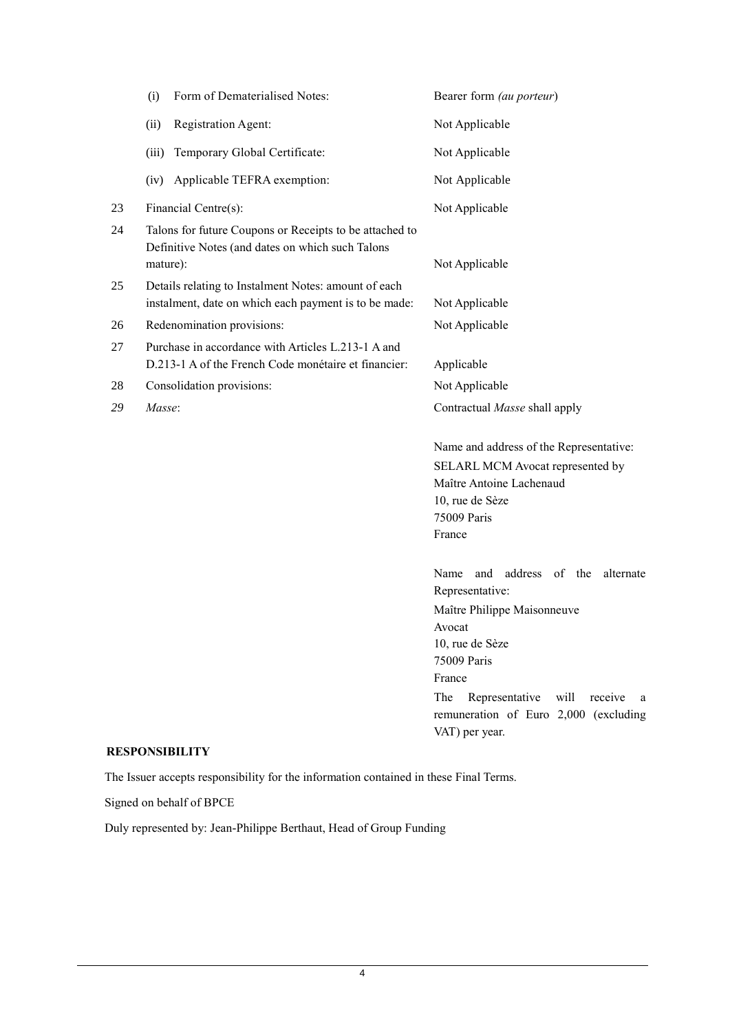| | | |
|---|---|---|
| | (i) Form of Dematerialised Notes: | Bearer form *(au porteur)* |
| | (ii) Registration Agent: | Not Applicable |
| | (iii) Temporary Global Certificate: | Not Applicable |
| | (iv) Applicable TEFRA exemption: | Not Applicable |
| 23 | Financial Centre(s): | Not Applicable |
| 24 | Talons for future Coupons or Receipts to be attached to Definitive Notes (and dates on which such Talons mature): | Not Applicable |
| 25 | Details relating to Instalment Notes: amount of each instalment, date on which each payment is to be made: | Not Applicable |
| 26 | Redenomination provisions: | Not Applicable |
| 27 | Purchase in accordance with Articles L.213-1 A and D.213-1 A of the French Code monétaire et financier: | Applicable |
| 28 | Consolidation provisions: | Not Applicable |
| *29* | *Masse*: | Contractual *Masse* shall apply<br><br>Name and address of the Representative:<br>SELARL MCM Avocat represented by<br>Maître Antoine Lachenaud<br>10, rue de Sèze<br>75009 Paris<br>France<br><br>Name and address of the alternate Representative:<br>Maître Philippe Maisonneuve<br>Avocat<br>10, rue de Sèze<br>75009 Paris<br>France<br>The Representative will receive a remuneration of Euro 2,000 (excluding VAT) per year. |

**RESPONSIBILITY**

The Issuer accepts responsibility for the information contained in these Final Terms.

Signed on behalf of BPCE

Duly represented by: Jean-Philippe Berthaut, Head of Group Funding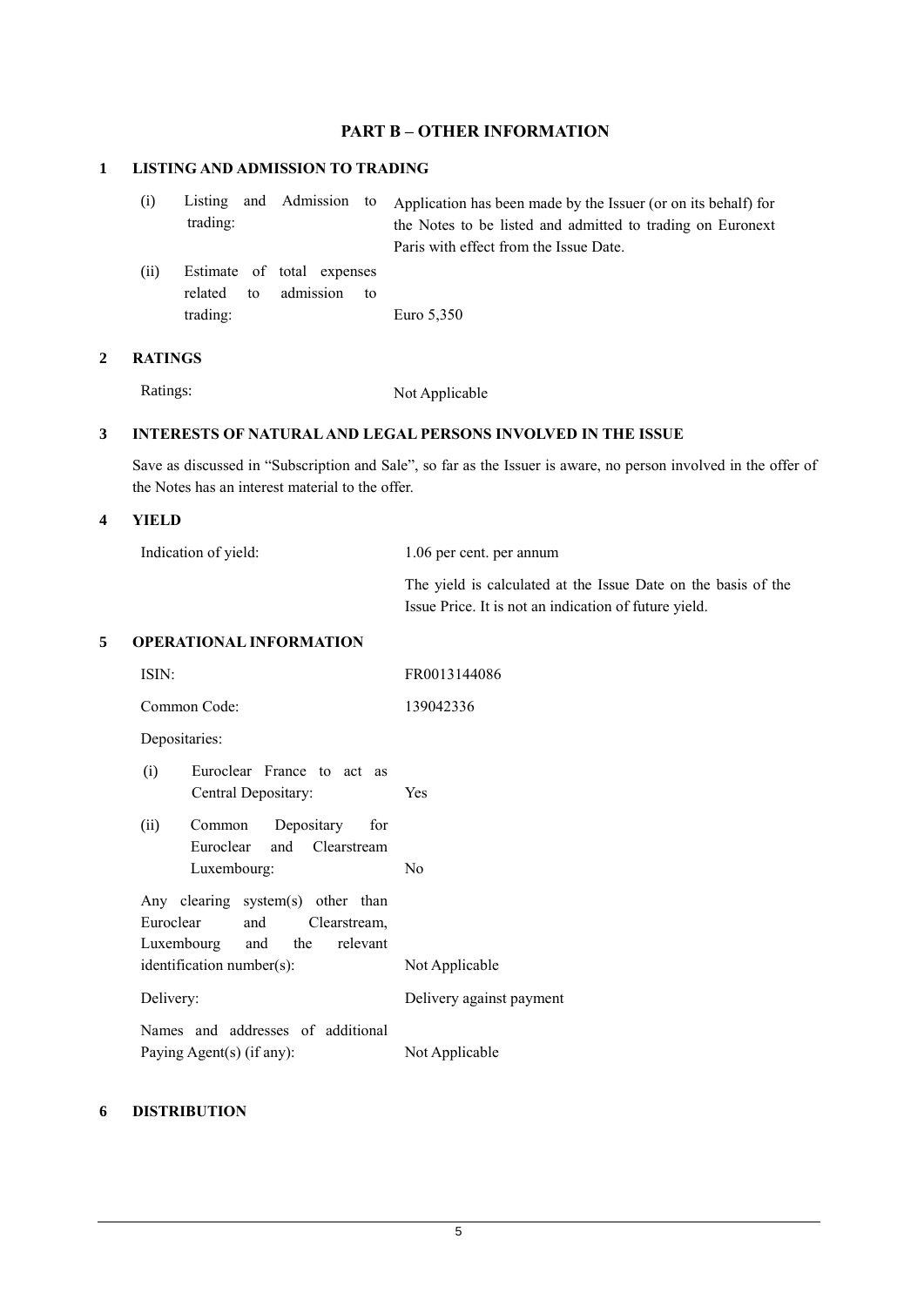## PART B – OTHER INFORMATION

### 1 LISTING AND ADMISSION TO TRADING

| | |
|---|---|
| (i) Listing and Admission to trading: | Application has been made by the Issuer (or on its behalf) for the Notes to be listed and admitted to trading on Euronext Paris with effect from the Issue Date. |
| (ii) Estimate of total expenses related to admission to trading: | Euro 5,350 |

### 2 RATINGS

| | |
|---|---|
| Ratings: | Not Applicable |

### 3 INTERESTS OF NATURAL AND LEGAL PERSONS INVOLVED IN THE ISSUE

Save as discussed in "Subscription and Sale", so far as the Issuer is aware, no person involved in the offer of the Notes has an interest material to the offer.

### 4 YIELD

| | |
|---|---|
| Indication of yield: | 1.06 per cent. per annum |
| | The yield is calculated at the Issue Date on the basis of the Issue Price. It is not an indication of future yield. |

### 5 OPERATIONAL INFORMATION

| | |
|---|---|
| ISIN: | FR0013144086 |
| Common Code: | 139042336 |
| Depositaries: | |
| (i) Euroclear France to act as Central Depositary: | Yes |
| (ii) Common Depositary for Euroclear and Clearstream Luxembourg: | No |
| Any clearing system(s) other than Euroclear and Clearstream, Luxembourg and the relevant identification number(s): | Not Applicable |
| Delivery: | Delivery against payment |
| Names and addresses of additional Paying Agent(s) (if any): | Not Applicable |

### 6 DISTRIBUTION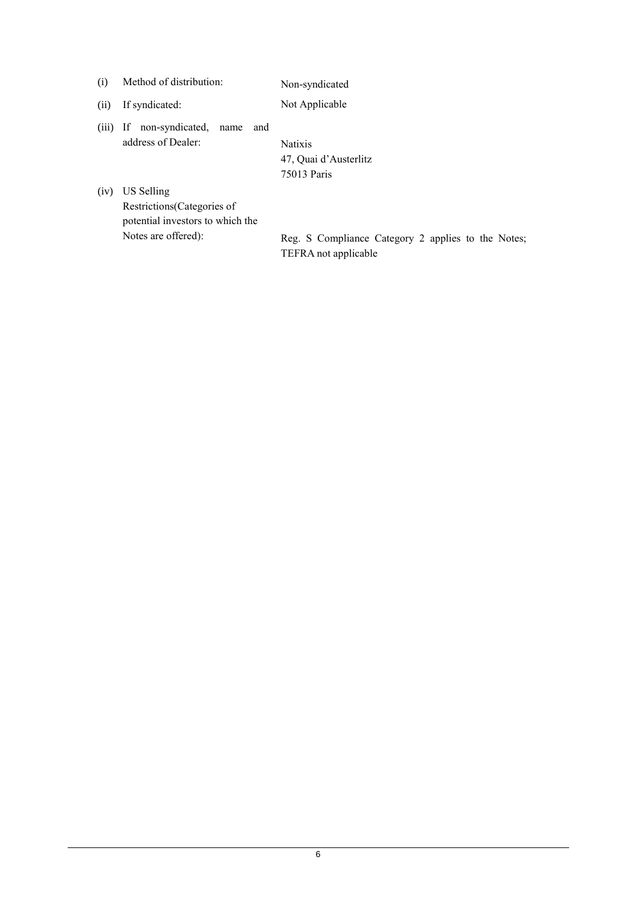| | | |
|---|---|---|
| (i) | Method of distribution: | Non-syndicated |
| (ii) | If syndicated: | Not Applicable |
| (iii) | If non-syndicated, name and address of Dealer: | Natixis<br>47, Quai d'Austerlitz<br>75013 Paris |
| (iv) | US Selling Restrictions(Categories of potential investors to which the Notes are offered): | Reg. S Compliance Category 2 applies to the Notes; TEFRA not applicable |